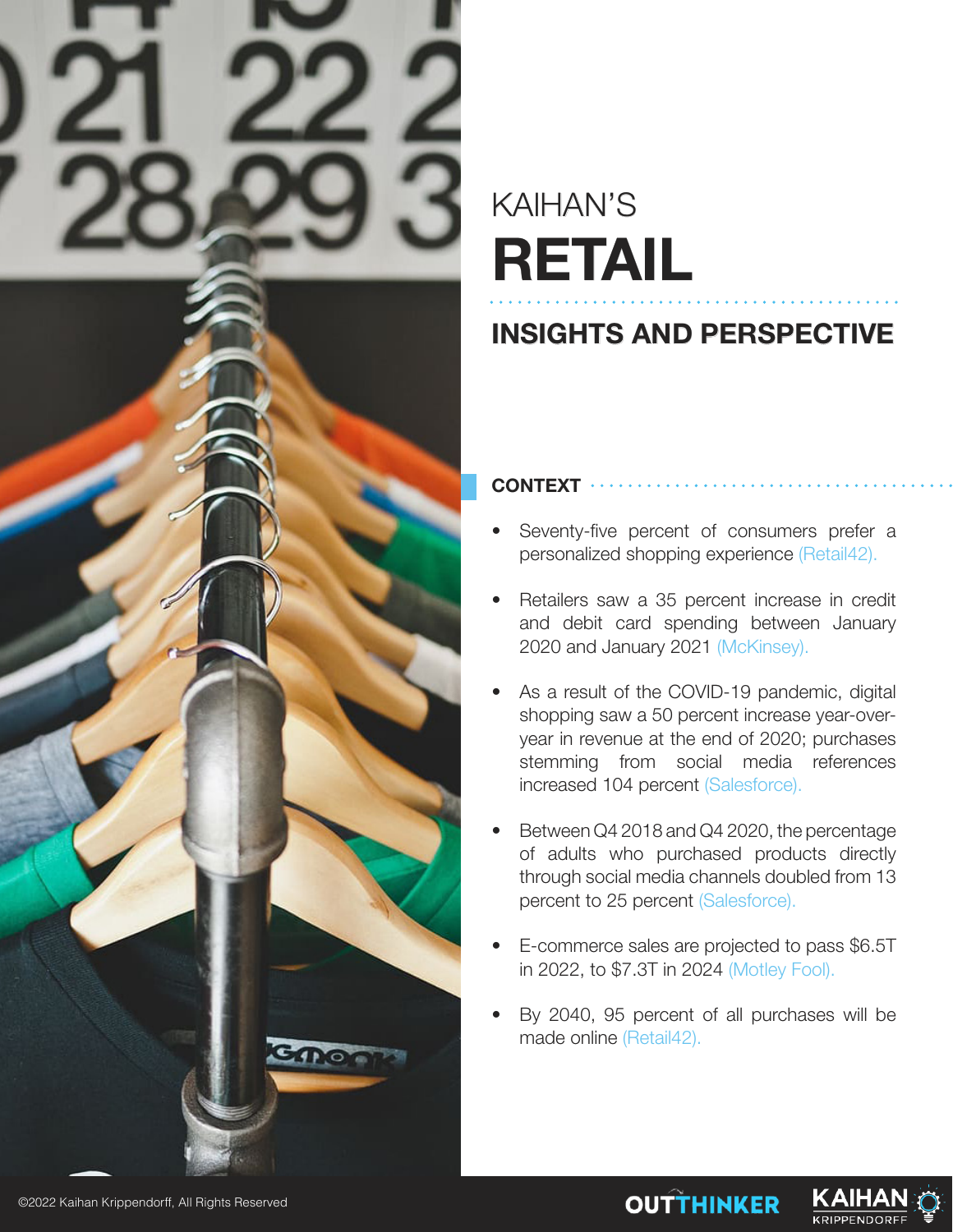KAIHAN'S

# RETAIL

## INSIGHTS AND PERSPECTIVE

### CONTEXT

- Seventy-five percent of consumers prefer a personalized shopping experience (Retail42).
- Retailers saw a 35 percent increase in credit and debit card spending between January 2020 and January 2021 (McKinsey).
- As a result of the COVID-19 pandemic, digital shopping saw a 50 percent increase year-over-year in revenue at the end of 2020; purchases stemming from social media references increased 104 percent (Salesforce).
- Between Q4 2018 and Q4 2020, the percentage of adults who purchased products directly through social media channels doubled from 13 percent to 25 percent (Salesforce).
- E-commerce sales are projected to pass $6.5T in 2022, to $7.3T in 2024 (Motley Fool).
- By 2040, 95 percent of all purchases will be made online (Retail42).

©2022 Kaihan Krippendorff, All Rights Reserved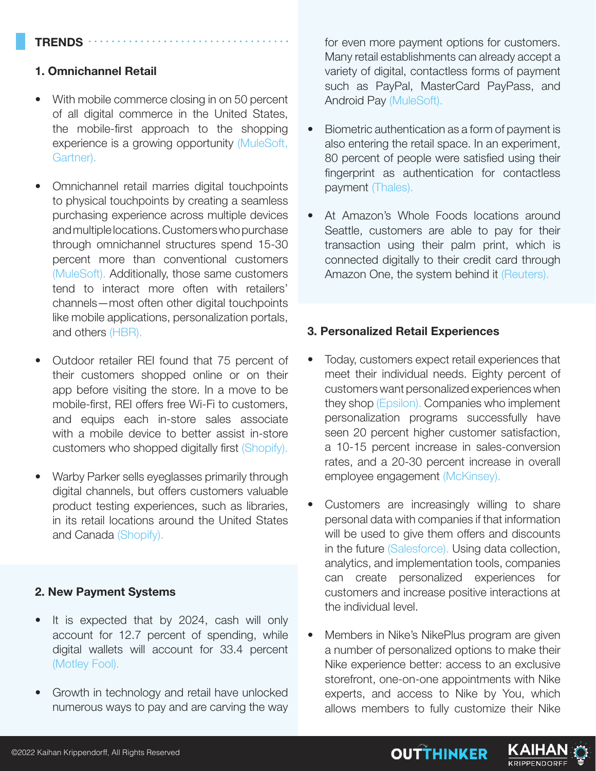## TRENDS

### 1. Omnichannel Retail

- With mobile commerce closing in on 50 percent of all digital commerce in the United States, the mobile-first approach to the shopping experience is a growing opportunity (MuleSoft, Gartner).

- Omnichannel retail marries digital touchpoints to physical touchpoints by creating a seamless purchasing experience across multiple devices and multiple locations. Customers who purchase through omnichannel structures spend 15-30 percent more than conventional customers (MuleSoft). Additionally, those same customers tend to interact more often with retailers' channels—most often other digital touchpoints like mobile applications, personalization portals, and others (HBR).

- Outdoor retailer REI found that 75 percent of their customers shopped online or on their app before visiting the store. In a move to be mobile-first, REI offers free Wi-Fi to customers, and equips each in-store sales associate with a mobile device to better assist in-store customers who shopped digitally first (Shopify).

- Warby Parker sells eyeglasses primarily through digital channels, but offers customers valuable product testing experiences, such as libraries, in its retail locations around the United States and Canada (Shopify).

### 2. New Payment Systems

- It is expected that by 2024, cash will only account for 12.7 percent of spending, while digital wallets will account for 33.4 percent (Motley Fool).

- Growth in technology and retail have unlocked numerous ways to pay and are carving the way for even more payment options for customers. Many retail establishments can already accept a variety of digital, contactless forms of payment such as PayPal, MasterCard PayPass, and Android Pay (MuleSoft).

- Biometric authentication as a form of payment is also entering the retail space. In an experiment, 80 percent of people were satisfied using their fingerprint as authentication for contactless payment (Thales).

- At Amazon's Whole Foods locations around Seattle, customers are able to pay for their transaction using their palm print, which is connected digitally to their credit card through Amazon One, the system behind it (Reuters).

### 3. Personalized Retail Experiences

- Today, customers expect retail experiences that meet their individual needs. Eighty percent of customers want personalized experiences when they shop (Epsilon). Companies who implement personalization programs successfully have seen 20 percent higher customer satisfaction, a 10-15 percent increase in sales-conversion rates, and a 20-30 percent increase in overall employee engagement (McKinsey).

- Customers are increasingly willing to share personal data with companies if that information will be used to give them offers and discounts in the future (Salesforce). Using data collection, analytics, and implementation tools, companies can create personalized experiences for customers and increase positive interactions at the individual level.

- Members in Nike's NikePlus program are given a number of personalized options to make their Nike experience better: access to an exclusive storefront, one-on-one appointments with Nike experts, and access to Nike by You, which allows members to fully customize their Nike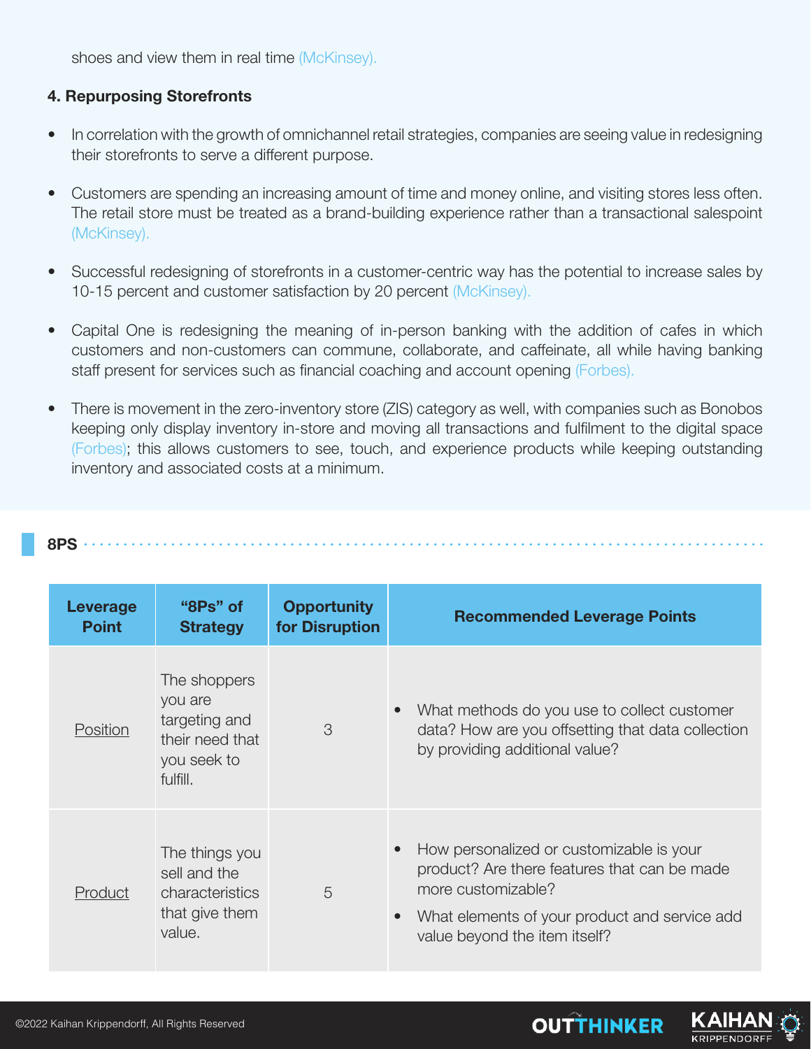shoes and view them in real time (McKinsey).

**4. Repurposing Storefronts**

- In correlation with the growth of omnichannel retail strategies, companies are seeing value in redesigning their storefronts to serve a different purpose.
- Customers are spending an increasing amount of time and money online, and visiting stores less often. The retail store must be treated as a brand-building experience rather than a transactional salespoint (McKinsey).
- Successful redesigning of storefronts in a customer-centric way has the potential to increase sales by 10-15 percent and customer satisfaction by 20 percent (McKinsey).
- Capital One is redesigning the meaning of in-person banking with the addition of cafes in which customers and non-customers can commune, collaborate, and caffeinate, all while having banking staff present for services such as financial coaching and account opening (Forbes).
- There is movement in the zero-inventory store (ZIS) category as well, with companies such as Bonobos keeping only display inventory in-store and moving all transactions and fulfilment to the digital space (Forbes); this allows customers to see, touch, and experience products while keeping outstanding inventory and associated costs at a minimum.

## 8PS

| Leverage Point | "8Ps" of Strategy | Opportunity for Disruption | Recommended Leverage Points |
|---|---|---|---|
| Position | The shoppers you are targeting and their need that you seek to fulfill. | 3 | • What methods do you use to collect customer data? How are you offsetting that data collection by providing additional value? |
| Product | The things you sell and the characteristics that give them value. | 5 | • How personalized or customizable is your product? Are there features that can be made more customizable? <br> • What elements of your product and service add value beyond the item itself? |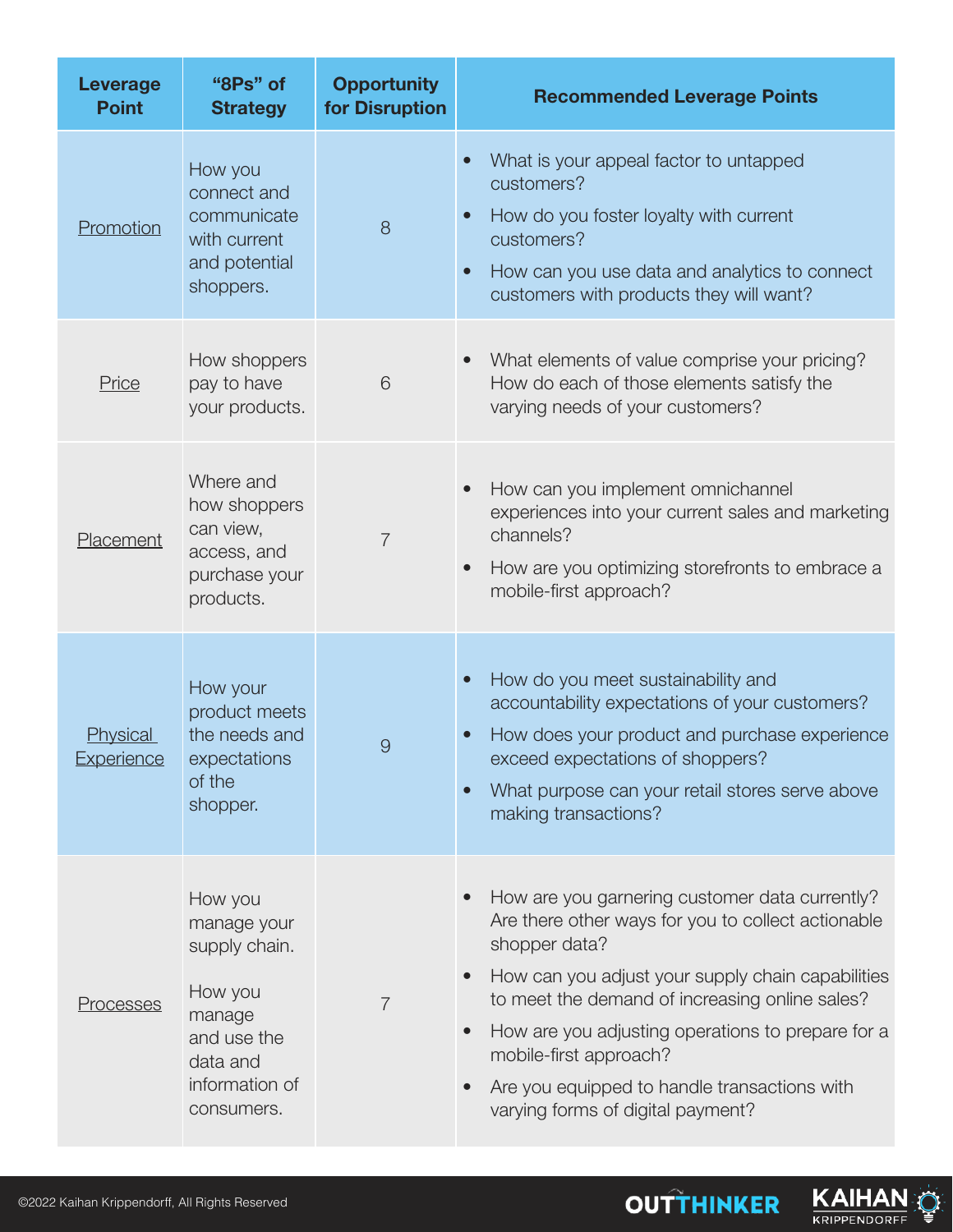| Leverage Point | "8Ps" of Strategy | Opportunity for Disruption | Recommended Leverage Points |
|---|---|---|---|
| Promotion | How you connect and communicate with current and potential shoppers. | 8 | • What is your appeal factor to untapped customers?<br>• How do you foster loyalty with current customers?<br>• How can you use data and analytics to connect customers with products they will want? |
| Price | How shoppers pay to have your products. | 6 | • What elements of value comprise your pricing? How do each of those elements satisfy the varying needs of your customers? |
| Placement | Where and how shoppers can view, access, and purchase your products. | 7 | • How can you implement omnichannel experiences into your current sales and marketing channels?<br>• How are you optimizing storefronts to embrace a mobile-first approach? |
| Physical Experience | How your product meets the needs and expectations of the shopper. | 9 | • How do you meet sustainability and accountability expectations of your customers?<br>• How does your product and purchase experience exceed expectations of shoppers?<br>• What purpose can your retail stores serve above making transactions? |
| Processes | How you manage your supply chain.<br><br>How you manage and use the data and information of consumers. | 7 | • How are you garnering customer data currently? Are there other ways for you to collect actionable shopper data?<br>• How can you adjust your supply chain capabilities to meet the demand of increasing online sales?<br>• How are you adjusting operations to prepare for a mobile-first approach?<br>• Are you equipped to handle transactions with varying forms of digital payment? |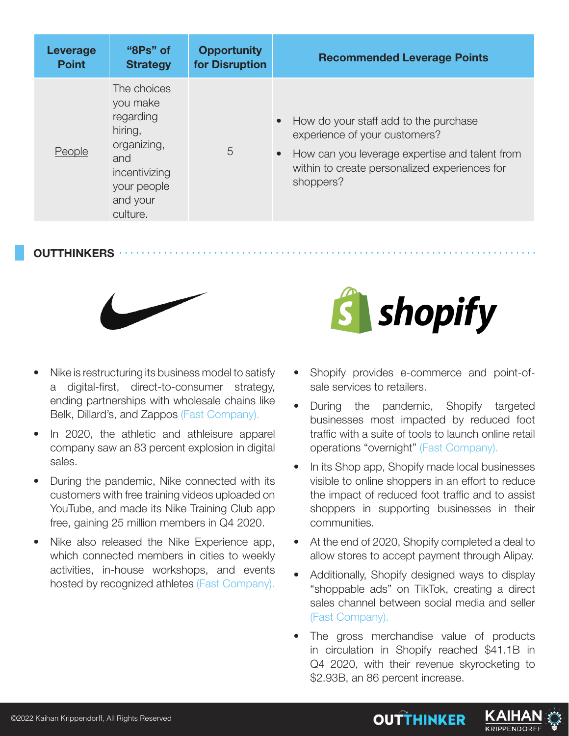| Leverage Point | "8Ps" of Strategy | Opportunity for Disruption | Recommended Leverage Points |
|---|---|---|---|
| People | The choices you make regarding hiring, organizing, and incentivizing your people and your culture. | 5 | • How do your staff add to the purchase experience of your customers?<br>• How can you leverage expertise and talent from within to create personalized experiences for shoppers? |

## OUTTHINKERS

- Nike is restructuring its business model to satisfy a digital-first, direct-to-consumer strategy, ending partnerships with wholesale chains like Belk, Dillard's, and Zappos (Fast Company).
- In 2020, the athletic and athleisure apparel company saw an 83 percent explosion in digital sales.
- During the pandemic, Nike connected with its customers with free training videos uploaded on YouTube, and made its Nike Training Club app free, gaining 25 million members in Q4 2020.
- Nike also released the Nike Experience app, which connected members in cities to weekly activities, in-house workshops, and events hosted by recognized athletes (Fast Company).

shopify

- Shopify provides e-commerce and point-of-sale services to retailers.
- During the pandemic, Shopify targeted businesses most impacted by reduced foot traffic with a suite of tools to launch online retail operations "overnight" (Fast Company).
- In its Shop app, Shopify made local businesses visible to online shoppers in an effort to reduce the impact of reduced foot traffic and to assist shoppers in supporting businesses in their communities.
- At the end of 2020, Shopify completed a deal to allow stores to accept payment through Alipay.
- Additionally, Shopify designed ways to display "shoppable ads" on TikTok, creating a direct sales channel between social media and seller (Fast Company).
- The gross merchandise value of products in circulation in Shopify reached $41.1B in Q4 2020, with their revenue skyrocketing to $2.93B, an 86 percent increase.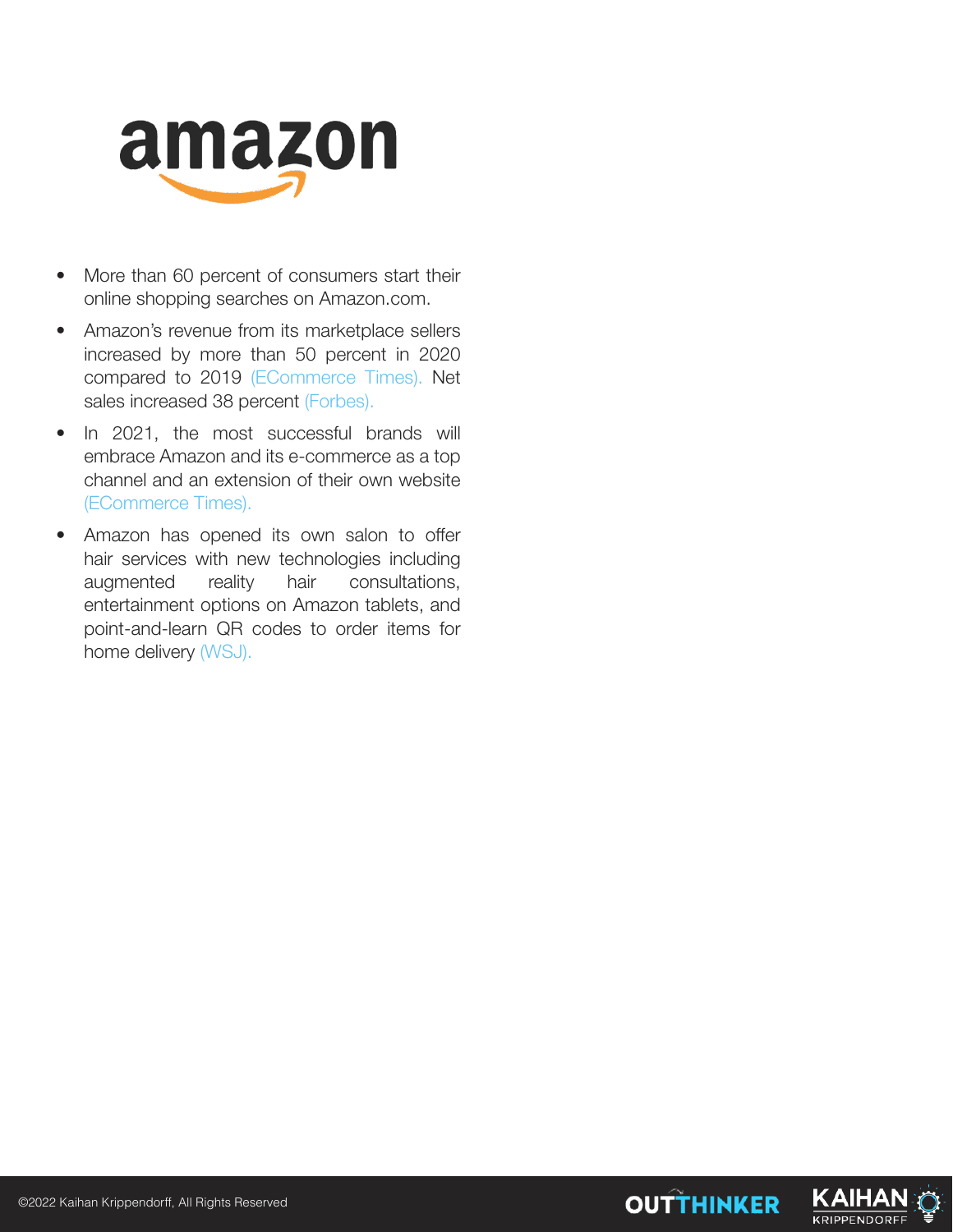# amazon

- More than 60 percent of consumers start their online shopping searches on Amazon.com.
- Amazon's revenue from its marketplace sellers increased by more than 50 percent in 2020 compared to 2019 (ECommerce Times). Net sales increased 38 percent (Forbes).
- In 2021, the most successful brands will embrace Amazon and its e-commerce as a top channel and an extension of their own website (ECommerce Times).
- Amazon has opened its own salon to offer hair services with new technologies including augmented reality hair consultations, entertainment options on Amazon tablets, and point-and-learn QR codes to order items for home delivery (WSJ).